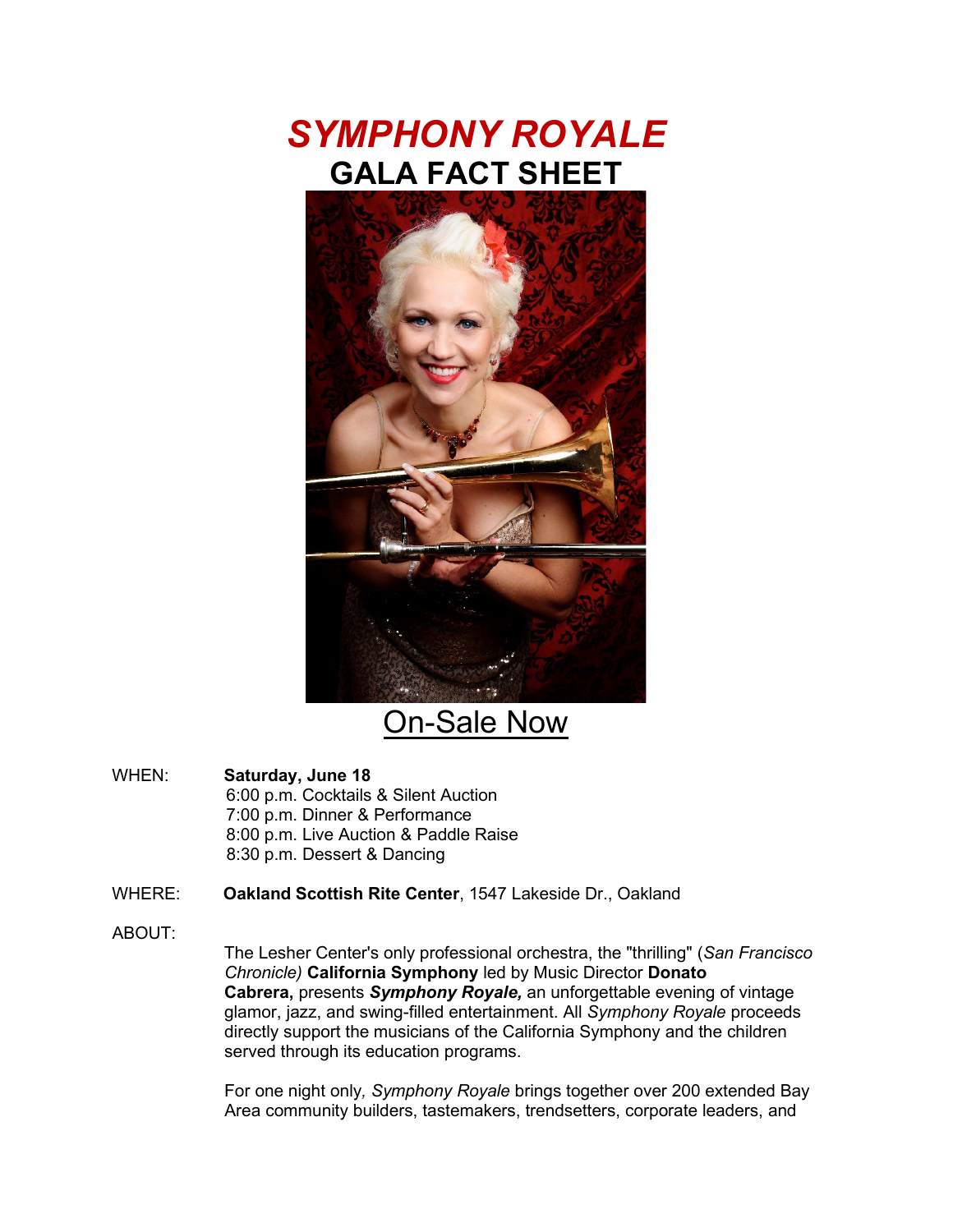# *SYMPHONY ROYALE*

## GALA FACT SHEET

On-Sale Now

WHEN: **Saturday, June 18**
6:00 p.m. Cocktails & Silent Auction
7:00 p.m. Dinner & Performance
8:00 p.m. Live Auction & Paddle Raise
8:30 p.m. Dessert & Dancing

WHERE: **Oakland Scottish Rite Center**, 1547 Lakeside Dr., Oakland

ABOUT:

The Lesher Center's only professional orchestra, the "thrilling" (*San Francisco Chronicle)* **California Symphony** led by Music Director **Donato Cabrera,** presents ***Symphony Royale,*** an unforgettable evening of vintage glamor, jazz, and swing-filled entertainment. All *Symphony Royale* proceeds directly support the musicians of the California Symphony and the children served through its education programs.

For one night only*, Symphony Royale* brings together over 200 extended Bay Area community builders, tastemakers, trendsetters, corporate leaders, and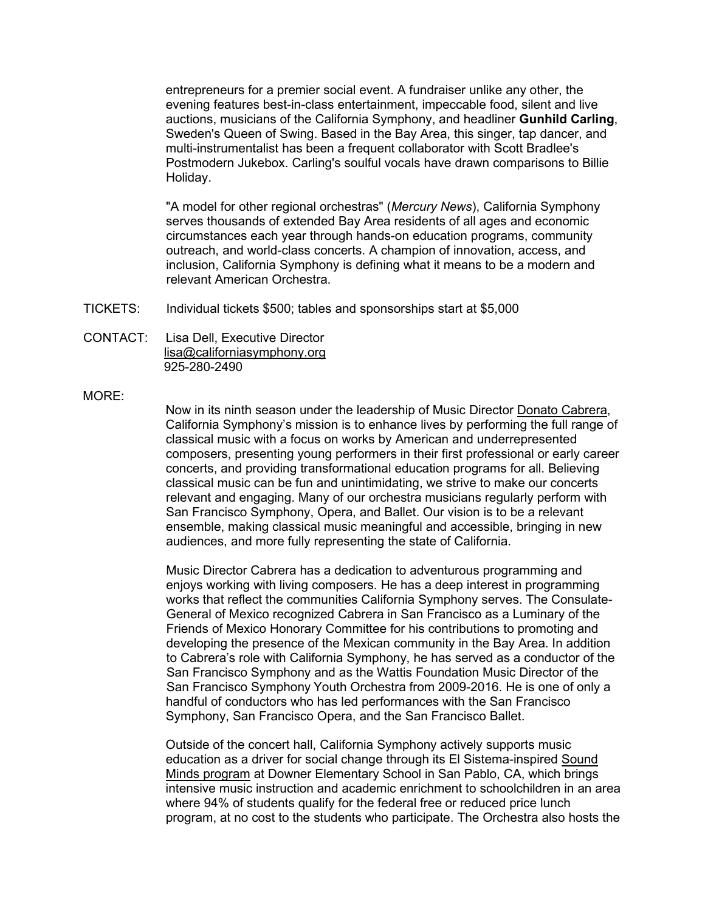entrepreneurs for a premier social event. A fundraiser unlike any other, the evening features best-in-class entertainment, impeccable food, silent and live auctions, musicians of the California Symphony, and headliner **Gunhild Carling**, Sweden's Queen of Swing. Based in the Bay Area, this singer, tap dancer, and multi-instrumentalist has been a frequent collaborator with Scott Bradlee's Postmodern Jukebox. Carling's soulful vocals have drawn comparisons to Billie Holiday.

"A model for other regional orchestras" (*Mercury News*), California Symphony serves thousands of extended Bay Area residents of all ages and economic circumstances each year through hands-on education programs, community outreach, and world-class concerts. A champion of innovation, access, and inclusion, California Symphony is defining what it means to be a modern and relevant American Orchestra.

TICKETS: Individual tickets $500; tables and sponsorships start at $5,000

CONTACT: Lisa Dell, Executive Director
lisa@californiasymphony.org
925-280-2490

MORE:

Now in its ninth season under the leadership of Music Director Donato Cabrera, California Symphony's mission is to enhance lives by performing the full range of classical music with a focus on works by American and underrepresented composers, presenting young performers in their first professional or early career concerts, and providing transformational education programs for all. Believing classical music can be fun and unintimidating, we strive to make our concerts relevant and engaging. Many of our orchestra musicians regularly perform with San Francisco Symphony, Opera, and Ballet. Our vision is to be a relevant ensemble, making classical music meaningful and accessible, bringing in new audiences, and more fully representing the state of California.

Music Director Cabrera has a dedication to adventurous programming and enjoys working with living composers. He has a deep interest in programming works that reflect the communities California Symphony serves. The Consulate-General of Mexico recognized Cabrera in San Francisco as a Luminary of the Friends of Mexico Honorary Committee for his contributions to promoting and developing the presence of the Mexican community in the Bay Area. In addition to Cabrera's role with California Symphony, he has served as a conductor of the San Francisco Symphony and as the Wattis Foundation Music Director of the San Francisco Symphony Youth Orchestra from 2009-2016. He is one of only a handful of conductors who has led performances with the San Francisco Symphony, San Francisco Opera, and the San Francisco Ballet.

Outside of the concert hall, California Symphony actively supports music education as a driver for social change through its El Sistema-inspired Sound Minds program at Downer Elementary School in San Pablo, CA, which brings intensive music instruction and academic enrichment to schoolchildren in an area where 94% of students qualify for the federal free or reduced price lunch program, at no cost to the students who participate. The Orchestra also hosts the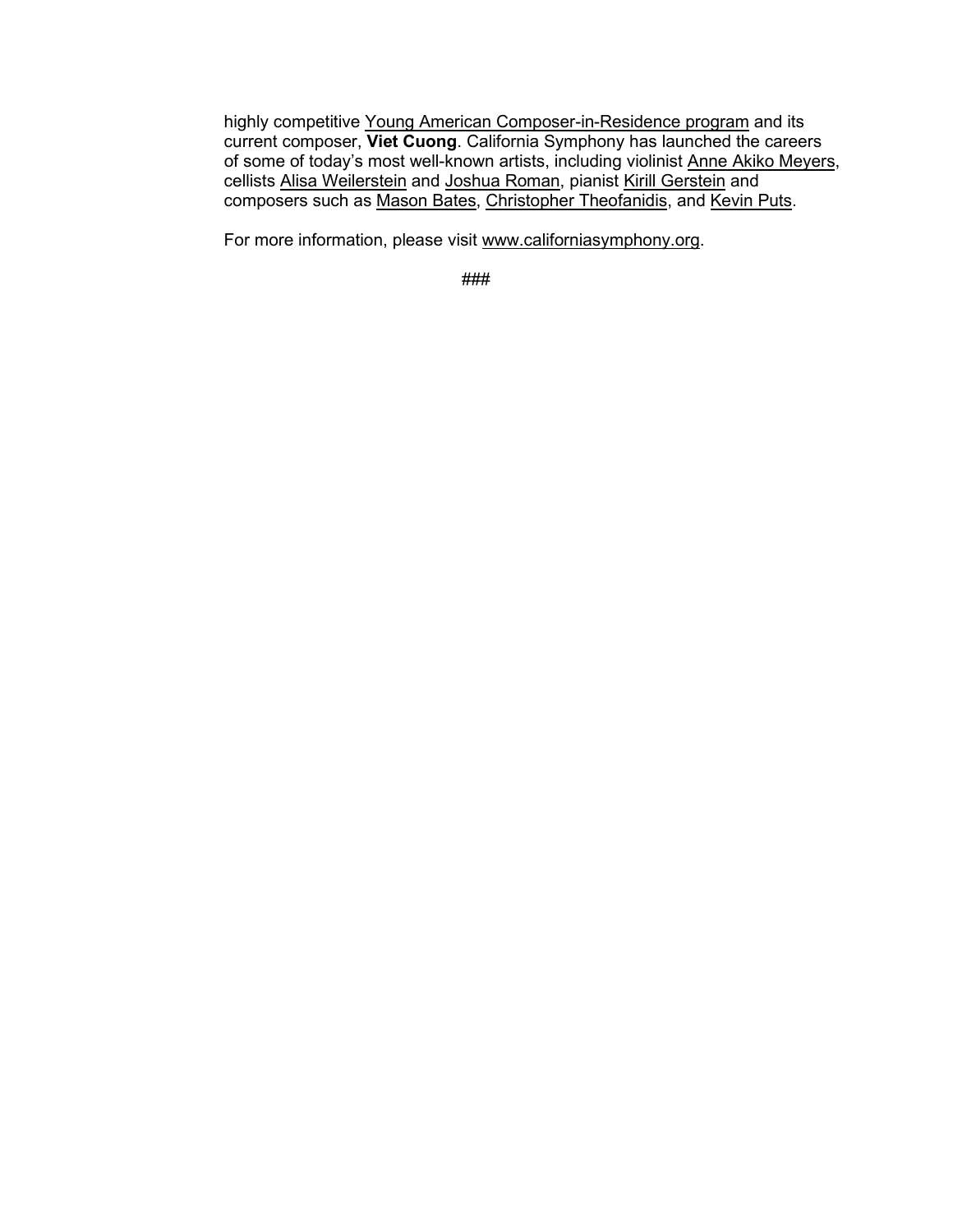highly competitive Young American Composer-in-Residence program and its current composer, **Viet Cuong**. California Symphony has launched the careers of some of today's most well-known artists, including violinist Anne Akiko Meyers, cellists Alisa Weilerstein and Joshua Roman, pianist Kirill Gerstein and composers such as Mason Bates, Christopher Theofanidis, and Kevin Puts.

For more information, please visit www.californiasymphony.org.

###